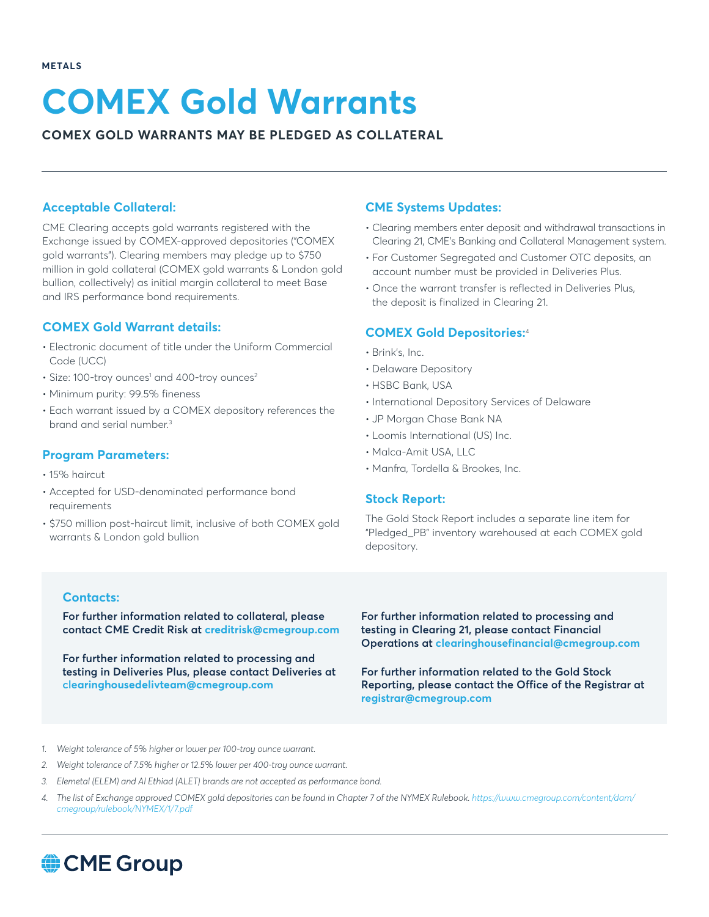METALS

# COMEX Gold Warrants

**COMEX GOLD WARRANTS MAY BE PLEDGED AS COLLATERAL**

## Acceptable Collateral:

CME Clearing accepts gold warrants registered with the Exchange issued by COMEX-approved depositories ("COMEX gold warrants"). Clearing members may pledge up to $750 million in gold collateral (COMEX gold warrants & London gold bullion, collectively) as initial margin collateral to meet Base and IRS performance bond requirements.

## COMEX Gold Warrant details:

- Electronic document of title under the Uniform Commercial Code (UCC)
- Size: 100-troy ounces[1] and 400-troy ounces[2]
- Minimum purity: 99.5% fineness
- Each warrant issued by a COMEX depository references the brand and serial number.[3]

## Program Parameters:

- 15% haircut
- Accepted for USD-denominated performance bond requirements
- $750 million post-haircut limit, inclusive of both COMEX gold warrants & London gold bullion

## CME Systems Updates:

- Clearing members enter deposit and withdrawal transactions in Clearing 21, CME's Banking and Collateral Management system.
- For Customer Segregated and Customer OTC deposits, an account number must be provided in Deliveries Plus.
- Once the warrant transfer is reflected in Deliveries Plus, the deposit is finalized in Clearing 21.

## COMEX Gold Depositories:[4]

- Brink's, Inc.
- Delaware Depository
- HSBC Bank, USA
- International Depository Services of Delaware
- JP Morgan Chase Bank NA
- Loomis International (US) Inc.
- Malca-Amit USA, LLC
- Manfra, Tordella & Brookes, Inc.

## Stock Report:

The Gold Stock Report includes a separate line item for "Pledged_PB" inventory warehoused at each COMEX gold depository.

## Contacts:

**For further information related to collateral, please contact CME Credit Risk at creditrisk@cmegroup.com**

**For further information related to processing and testing in Deliveries Plus, please contact Deliveries at clearinghousedelivteam@cmegroup.com**

**For further information related to processing and testing in Clearing 21, please contact Financial Operations at clearinghousefinancial@cmegroup.com**

**For further information related to the Gold Stock Reporting, please contact the Office of the Registrar at registrar@cmegroup.com**

1. *Weight tolerance of 5% higher or lower per 100-troy ounce warrant.*
2. *Weight tolerance of 7.5% higher or 12.5% lower per 400-troy ounce warrant.*
3. *Elemetal (ELEM) and Al Ethiad (ALET) brands are not accepted as performance bond.*
4. *The list of Exchange approved COMEX gold depositories can be found in Chapter 7 of the NYMEX Rulebook. https://www.cmegroup.com/content/dam/cmegroup/rulebook/NYMEX/1/7.pdf*

CME Group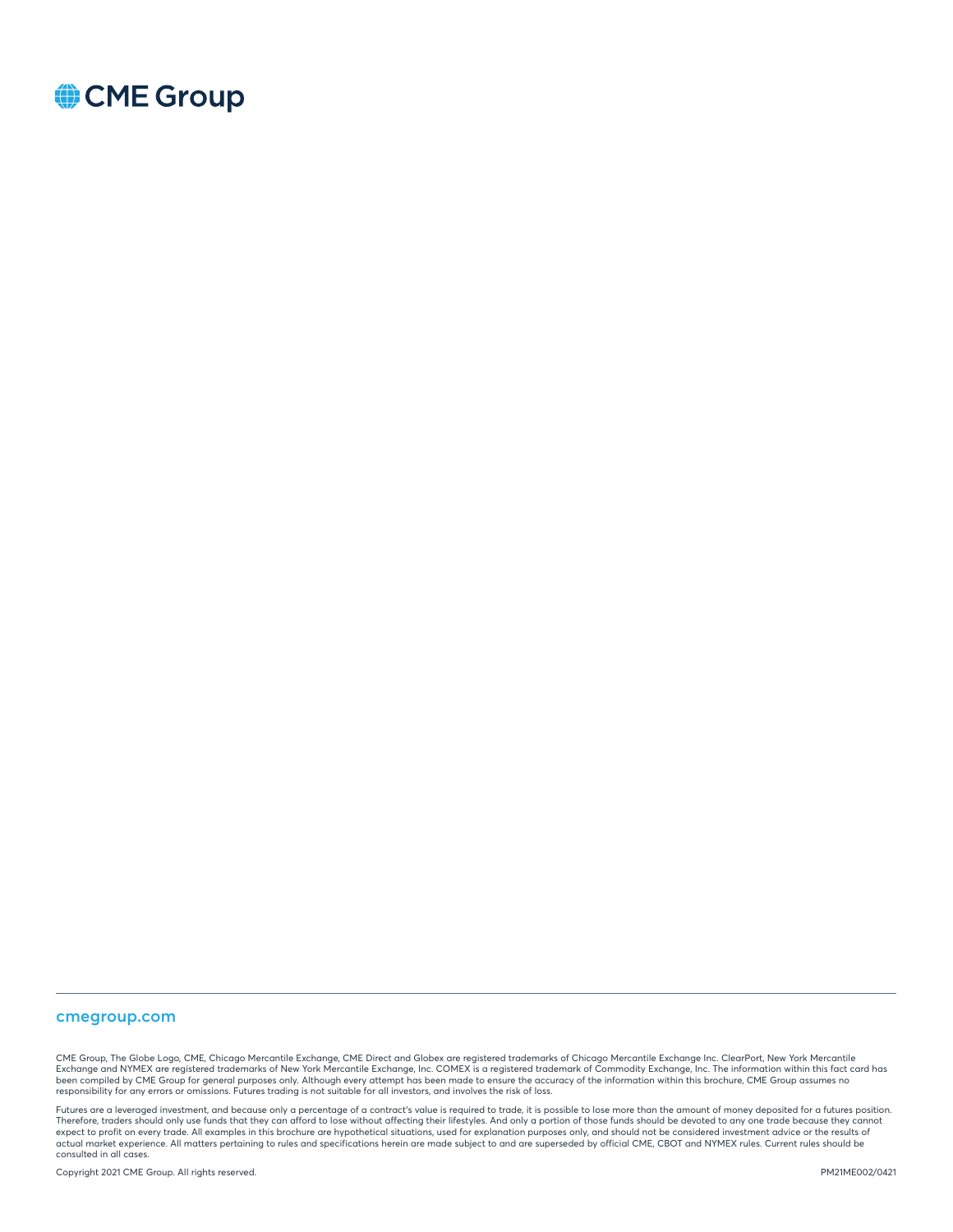CME Group

**cmegroup.com**

CME Group, The Globe Logo, CME, Chicago Mercantile Exchange, CME Direct and Globex are registered trademarks of Chicago Mercantile Exchange Inc. ClearPort, New York Mercantile Exchange and NYMEX are registered trademarks of New York Mercantile Exchange, Inc. COMEX is a registered trademark of Commodity Exchange, Inc. The information within this fact card has been compiled by CME Group for general purposes only. Although every attempt has been made to ensure the accuracy of the information within this brochure, CME Group assumes no responsibility for any errors or omissions. Futures trading is not suitable for all investors, and involves the risk of loss.

Futures are a leveraged investment, and because only a percentage of a contract's value is required to trade, it is possible to lose more than the amount of money deposited for a futures position. Therefore, traders should only use funds that they can afford to lose without affecting their lifestyles. And only a portion of those funds should be devoted to any one trade because they cannot expect to profit on every trade. All examples in this brochure are hypothetical situations, used for explanation purposes only, and should not be considered investment advice or the results of actual market experience. All matters pertaining to rules and specifications herein are made subject to and are superseded by official CME, CBOT and NYMEX rules. Current rules should be consulted in all cases.

Copyright 2021 CME Group. All rights reserved.

PM21ME002/0421